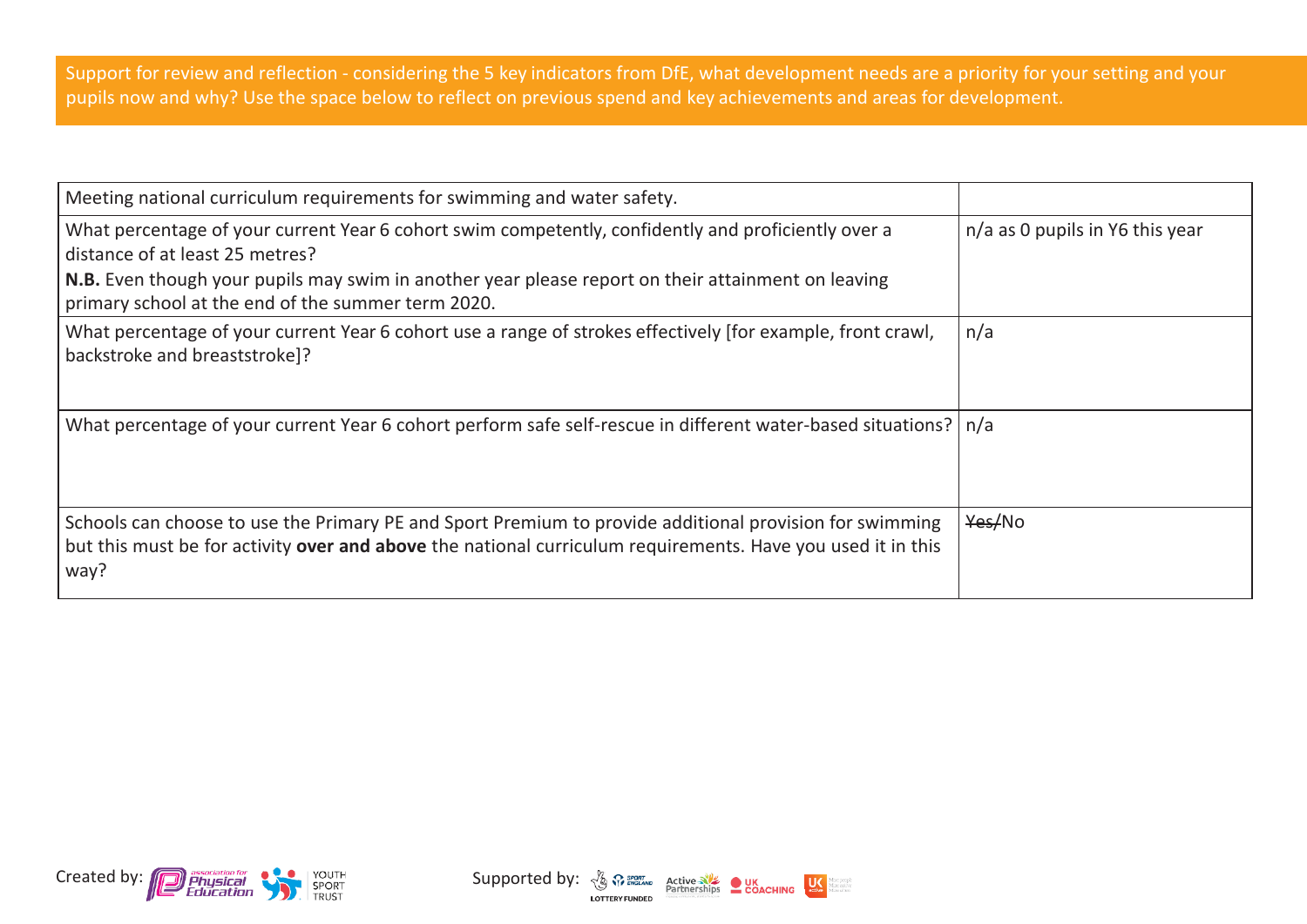Support for review and reflection - considering the 5 key indicators from DfE, what development needs are a priority for your setting and your pupils now and why? Use the space below to reflect on previous spend and key achievements and areas for development.

| Meeting national curriculum requirements for swimming and water safety. | |
|---|---|
| What percentage of your current Year 6 cohort swim competently, confidently and proficiently over a distance of at least 25 metres?<br>**N.B.** Even though your pupils may swim in another year please report on their attainment on leaving primary school at the end of the summer term 2020. | n/a as 0 pupils in Y6 this year |
| What percentage of your current Year 6 cohort use a range of strokes effectively [for example, front crawl, backstroke and breaststroke]? | n/a |
| What percentage of your current Year 6 cohort perform safe self-rescue in different water-based situations? | n/a |
| Schools can choose to use the Primary PE and Sport Premium to provide additional provision for swimming but this must be for activity **over and above** the national curriculum requirements. Have you used it in this way? | ~~Yes~~/No |

Created by: Association for Physical Education, Youth Sport Trust

Supported by: Sport England, Active Partnerships, UK Coaching, UK Active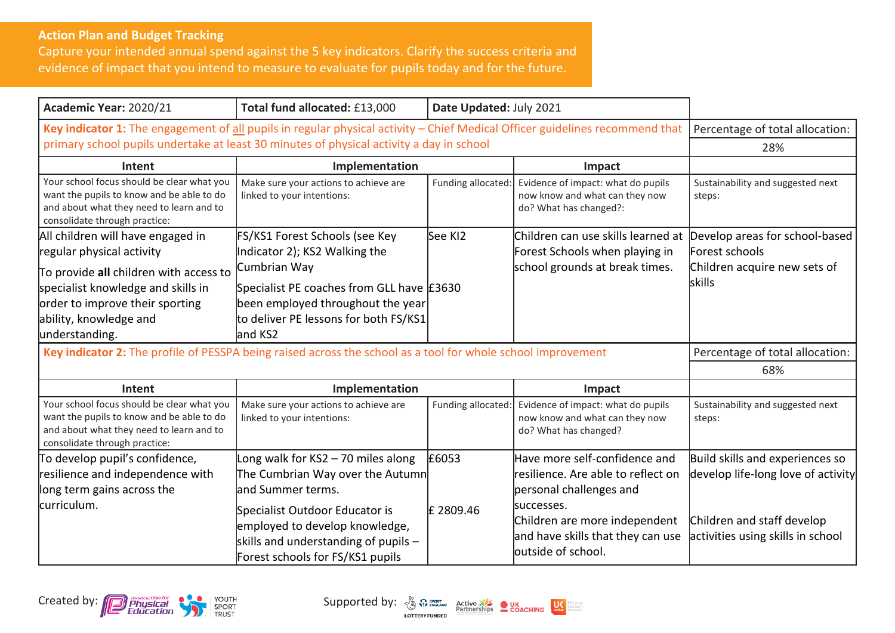## Action Plan and Budget Tracking

Capture your intended annual spend against the 5 key indicators. Clarify the success criteria and evidence of impact that you intend to measure to evaluate for pupils today and for the future.

| **Academic Year:** 2020/21 | **Total fund allocated:** £13,000 | **Date Updated:** July 2021 | | |
|---|---|---|---|---|
| **Key indicator 1:** The engagement of all pupils in regular physical activity – Chief Medical Officer guidelines recommend that primary school pupils undertake at least 30 minutes of physical activity a day in school | | | | Percentage of total allocation: 28% |
| **Intent** | **Implementation** | | **Impact** | |
| Your school focus should be clear what you want the pupils to know and be able to do and about what they need to learn and to consolidate through practice: | Make sure your actions to achieve are linked to your intentions: | Funding allocated: | Evidence of impact: what do pupils now know and what can they now do? What has changed?: | Sustainability and suggested next steps: |
| All children will have engaged in regular physical activity<br><br>To provide **all** children with access to specialist knowledge and skills in order to improve their sporting ability, knowledge and understanding. | FS/KS1 Forest Schools (see Key Indicator 2); KS2 Walking the Cumbrian Way<br><br>Specialist PE coaches from GLL have been employed throughout the year to deliver PE lessons for both FS/KS1 and KS2 | See KI2<br><br>£3630 | Children can use skills learned at Forest Schools when playing in school grounds at break times. | Develop areas for school-based Forest schools<br>Children acquire new sets of skills |
| **Key indicator 2:** The profile of PESSPA being raised across the school as a tool for whole school improvement | | | | Percentage of total allocation: 68% |
| **Intent** | **Implementation** | | **Impact** | |
| Your school focus should be clear what you want the pupils to know and be able to do and about what they need to learn and to consolidate through practice: | Make sure your actions to achieve are linked to your intentions: | Funding allocated: | Evidence of impact: what do pupils now know and what can they now do? What has changed? | Sustainability and suggested next steps: |
| To develop pupil's confidence, resilience and independence with long term gains across the curriculum. | Long walk for KS2 – 70 miles along The Cumbrian Way over the Autumn and Summer terms.<br><br>Specialist Outdoor Educator is employed to develop knowledge, skills and understanding of pupils – Forest schools for FS/KS1 pupils | £6053<br><br>£ 2809.46 | Have more self-confidence and resilience. Are able to reflect on personal challenges and successes.<br>Children are more independent and have skills that they can use outside of school. | Build skills and experiences so develop life-long love of activity<br><br>Children and staff develop activities using skills in school |

Created by: Association for Physical Education, Youth Sport Trust

Supported by: Sport England, Active Partnerships, UK Coaching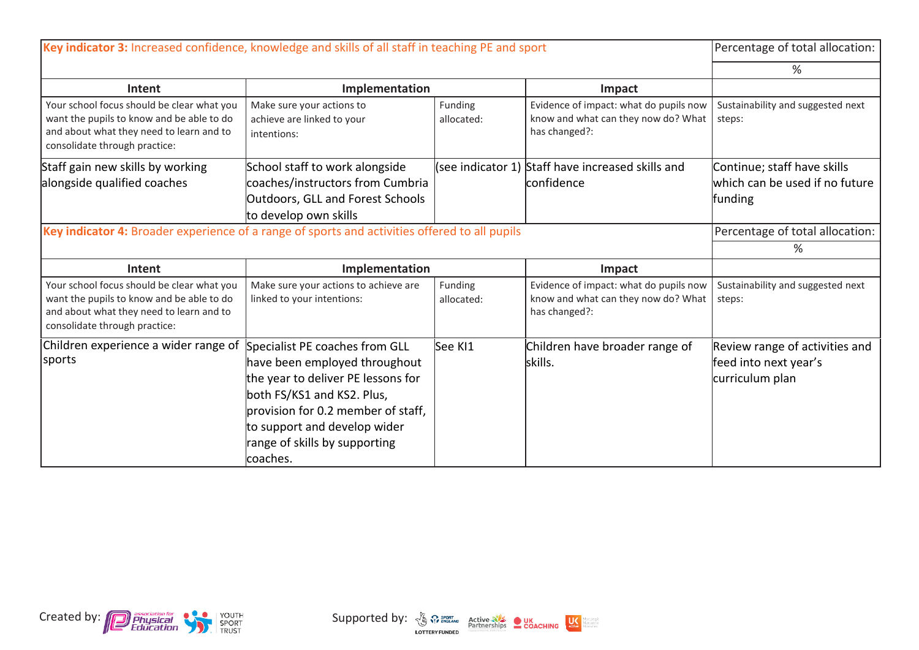| **Key indicator 3:** Increased confidence, knowledge and skills of all staff in teaching PE and sport | | | | Percentage of total allocation: |
|---|---|---|---|---|
| | | | | % |
| **Intent** | **Implementation** | | **Impact** | |
| Your school focus should be clear what you want the pupils to know and be able to do and about what they need to learn and to consolidate through practice: | Make sure your actions to achieve are linked to your intentions: | Funding allocated: | Evidence of impact: what do pupils now know and what can they now do? What has changed?: | Sustainability and suggested next steps: |
| Staff gain new skills by working alongside qualified coaches | School staff to work alongside coaches/instructors from Cumbria Outdoors, GLL and Forest Schools to develop own skills | (see indicator 1) | Staff have increased skills and confidence | Continue; staff have skills which can be used if no future funding |

| **Key indicator 4:** Broader experience of a range of sports and activities offered to all pupils | | | | Percentage of total allocation: |
|---|---|---|---|---|
| | | | | % |
| **Intent** | **Implementation** | | **Impact** | |
| Your school focus should be clear what you want the pupils to know and be able to do and about what they need to learn and to consolidate through practice: | Make sure your actions to achieve are linked to your intentions: | Funding allocated: | Evidence of impact: what do pupils now know and what can they now do? What has changed?: | Sustainability and suggested next steps: |
| Children experience a wider range of sports | Specialist PE coaches from GLL have been employed throughout the year to deliver PE lessons for both FS/KS1 and KS2. Plus, provision for 0.2 member of staff, to support and develop wider range of skills by supporting coaches. | See KI1 | Children have broader range of skills. | Review range of activities and feed into next year's curriculum plan |

Created by: Association for Physical Education, Youth Sport Trust

Supported by: Sport England (Lottery Funded), Active Partnerships, UK Coaching, UK Active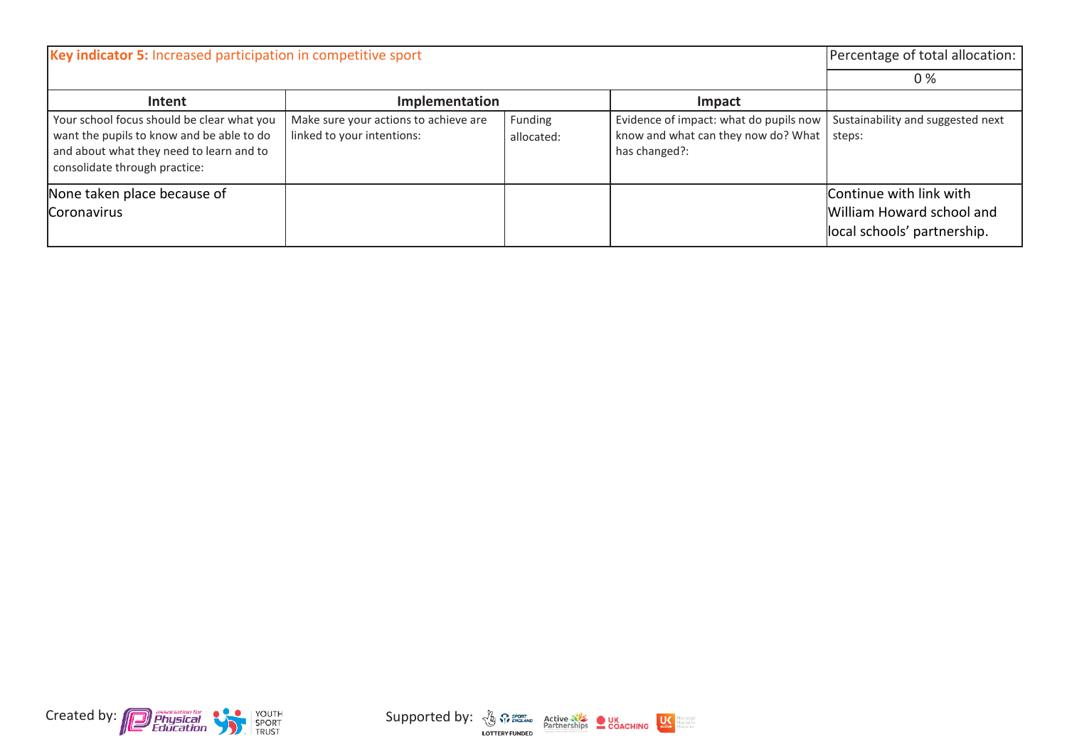| **Key indicator 5:** Increased participation in competitive sport | | | | Percentage of total allocation: |
|---|---|---|---|---|
| | | | | 0 % |
| Intent | Implementation | | Impact | |
| Your school focus should be clear what you want the pupils to know and be able to do and about what they need to learn and to consolidate through practice: | Make sure your actions to achieve are linked to your intentions: | Funding allocated: | Evidence of impact: what do pupils now know and what can they now do? What has changed?: | Sustainability and suggested next steps: |
| None taken place because of Coronavirus | | | | Continue with link with William Howard school and local schools' partnership. |

Created by: association for Physical Education, YOUTH SPORT TRUST

Supported by: SPORT ENGLAND LOTTERY FUNDED, Active Partnerships, UK COACHING, UK active